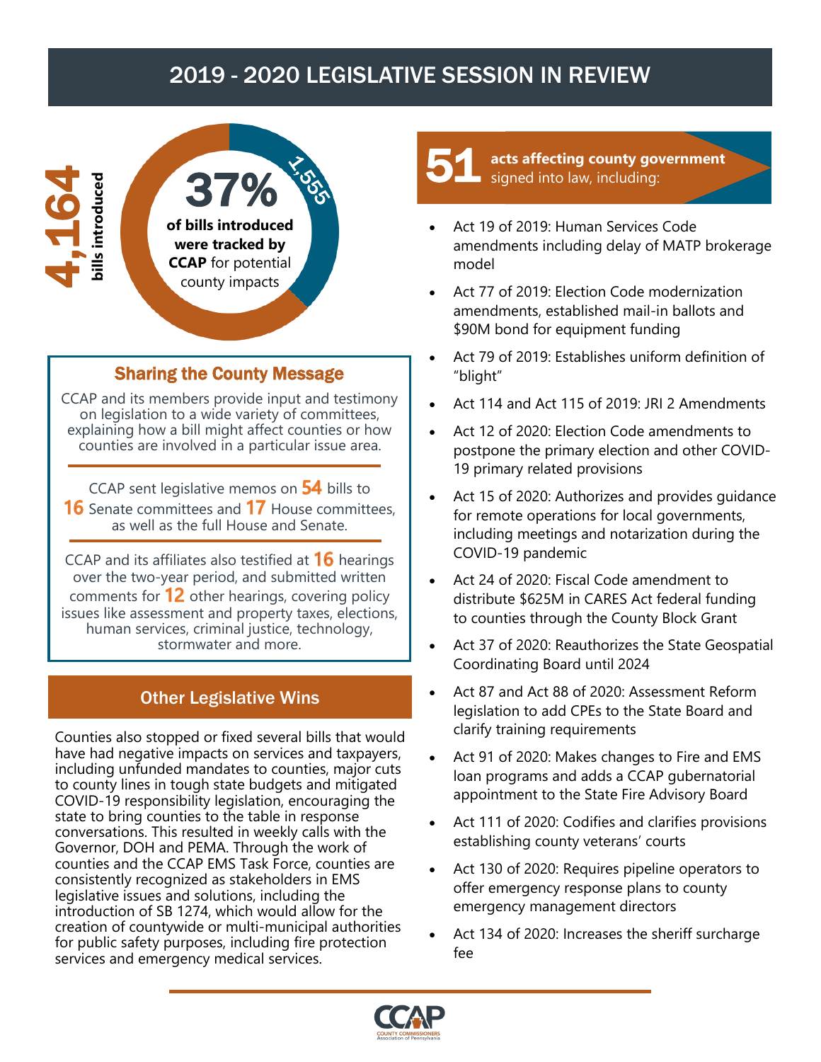# 2019 - 2020 LEGISLATIVE SESSION IN REVIEW

**4,164** **bills introduced**

**37%** **of bills introduced were tracked by CCAP** for potential county impacts

1,555

## Sharing the County Message

CCAP and its members provide input and testimony on legislation to a wide variety of committees, explaining how a bill might affect counties or how counties are involved in a particular issue area.

CCAP sent legislative memos on **54** bills to **16** Senate committees and **17** House committees, as well as the full House and Senate.

CCAP and its affiliates also testified at **16** hearings over the two-year period, and submitted written comments for **12** other hearings, covering policy issues like assessment and property taxes, elections, human services, criminal justice, technology, stormwater and more.

## Other Legislative Wins

Counties also stopped or fixed several bills that would have had negative impacts on services and taxpayers, including unfunded mandates to counties, major cuts to county lines in tough state budgets and mitigated COVID-19 responsibility legislation, encouraging the state to bring counties to the table in response conversations. This resulted in weekly calls with the Governor, DOH and PEMA. Through the work of counties and the CCAP EMS Task Force, counties are consistently recognized as stakeholders in EMS legislative issues and solutions, including the introduction of SB 1274, which would allow for the creation of countywide or multi-municipal authorities for public safety purposes, including fire protection services and emergency medical services.

## 51 **acts affecting county government** signed into law, including:

- Act 19 of 2019: Human Services Code amendments including delay of MATP brokerage model
- Act 77 of 2019: Election Code modernization amendments, established mail-in ballots and $90M bond for equipment funding
- Act 79 of 2019: Establishes uniform definition of "blight"
- Act 114 and Act 115 of 2019: JRI 2 Amendments
- Act 12 of 2020: Election Code amendments to postpone the primary election and other COVID-19 primary related provisions
- Act 15 of 2020: Authorizes and provides guidance for remote operations for local governments, including meetings and notarization during the COVID-19 pandemic
- Act 24 of 2020: Fiscal Code amendment to distribute $625M in CARES Act federal funding to counties through the County Block Grant
- Act 37 of 2020: Reauthorizes the State Geospatial Coordinating Board until 2024
- Act 87 and Act 88 of 2020: Assessment Reform legislation to add CPEs to the State Board and clarify training requirements
- Act 91 of 2020: Makes changes to Fire and EMS loan programs and adds a CCAP gubernatorial appointment to the State Fire Advisory Board
- Act 111 of 2020: Codifies and clarifies provisions establishing county veterans' courts
- Act 130 of 2020: Requires pipeline operators to offer emergency response plans to county emergency management directors
- Act 134 of 2020: Increases the sheriff surcharge fee

CCAP
COUNTY COMMISSIONERS Association of Pennsylvania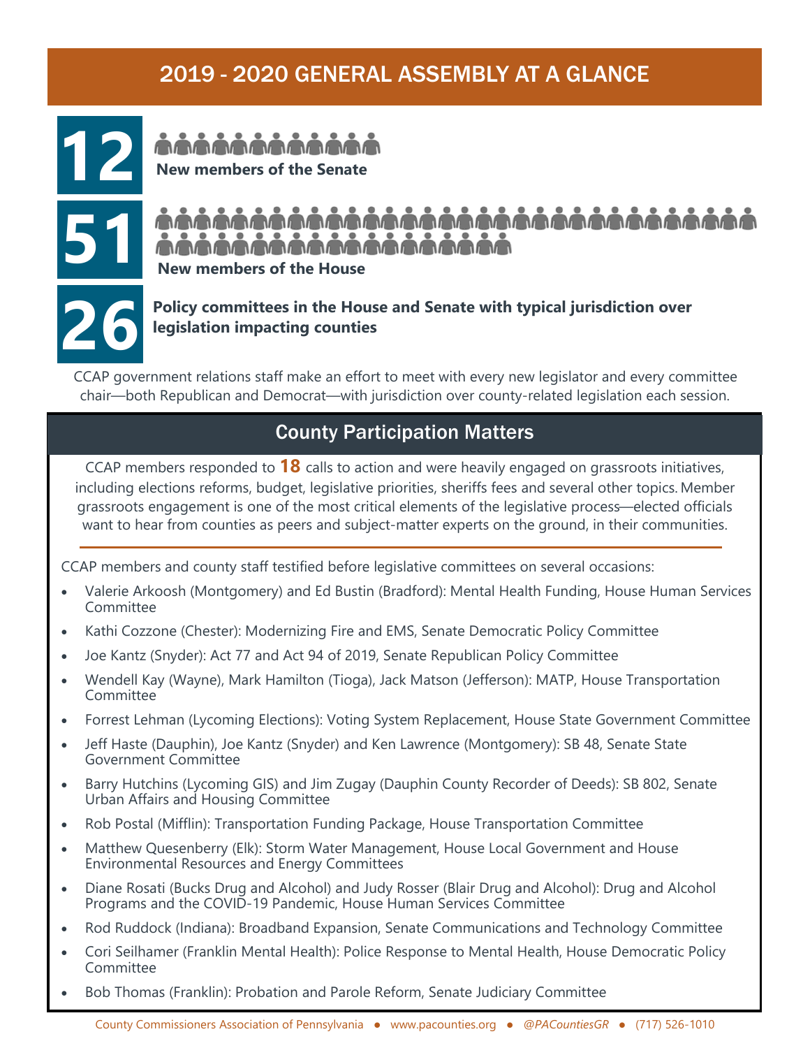# 2019 - 2020 GENERAL ASSEMBLY AT A GLANCE

**12** **New members of the Senate**

**51** **New members of the House**

**26** **Policy committees in the House and Senate with typical jurisdiction over legislation impacting counties**

CCAP government relations staff make an effort to meet with every new legislator and every committee chair—both Republican and Democrat—with jurisdiction over county-related legislation each session.

## County Participation Matters

CCAP members responded to **18** calls to action and were heavily engaged on grassroots initiatives, including elections reforms, budget, legislative priorities, sheriffs fees and several other topics. Member grassroots engagement is one of the most critical elements of the legislative process—elected officials want to hear from counties as peers and subject-matter experts on the ground, in their communities.

---

CCAP members and county staff testified before legislative committees on several occasions:

- Valerie Arkoosh (Montgomery) and Ed Bustin (Bradford): Mental Health Funding, House Human Services Committee
- Kathi Cozzone (Chester): Modernizing Fire and EMS, Senate Democratic Policy Committee
- Joe Kantz (Snyder): Act 77 and Act 94 of 2019, Senate Republican Policy Committee
- Wendell Kay (Wayne), Mark Hamilton (Tioga), Jack Matson (Jefferson): MATP, House Transportation Committee
- Forrest Lehman (Lycoming Elections): Voting System Replacement, House State Government Committee
- Jeff Haste (Dauphin), Joe Kantz (Snyder) and Ken Lawrence (Montgomery): SB 48, Senate State Government Committee
- Barry Hutchins (Lycoming GIS) and Jim Zugay (Dauphin County Recorder of Deeds): SB 802, Senate Urban Affairs and Housing Committee
- Rob Postal (Mifflin): Transportation Funding Package, House Transportation Committee
- Matthew Quesenberry (Elk): Storm Water Management, House Local Government and House Environmental Resources and Energy Committees
- Diane Rosati (Bucks Drug and Alcohol) and Judy Rosser (Blair Drug and Alcohol): Drug and Alcohol Programs and the COVID-19 Pandemic, House Human Services Committee
- Rod Ruddock (Indiana): Broadband Expansion, Senate Communications and Technology Committee
- Cori Seilhamer (Franklin Mental Health): Police Response to Mental Health, House Democratic Policy Committee
- Bob Thomas (Franklin): Probation and Parole Reform, Senate Judiciary Committee

County Commissioners Association of Pennsylvania ● www.pacounties.org ● *@PACountiesGR* ● (717) 526-1010